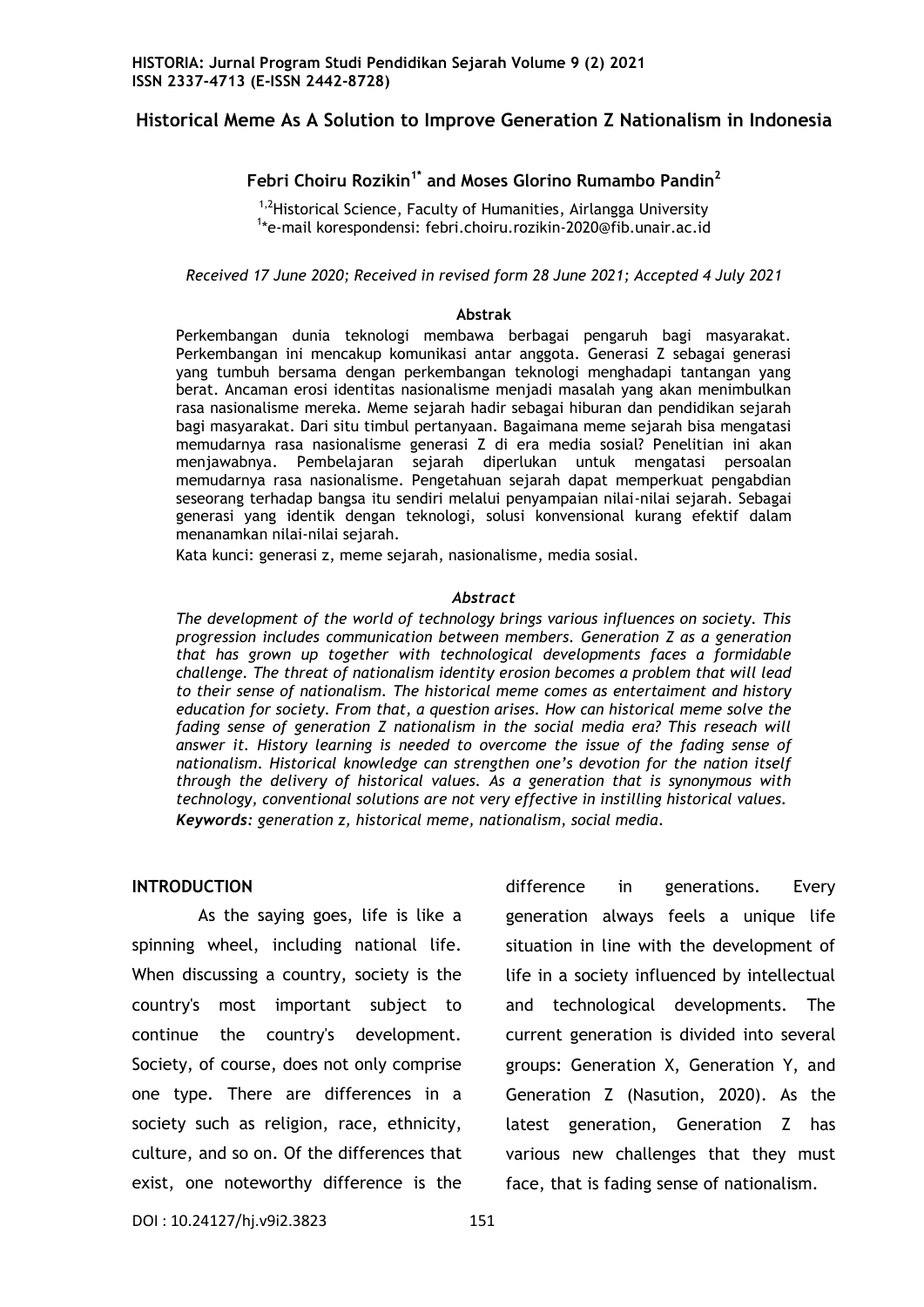# Historical Meme As A Solution to Improve Generation Z Nationalism in Indonesia

**Febri Choiru Rozikin[1*] and Moses Glorino Rumambo Pandin[2]**

[1,2]Historical Science, Faculty of Humanities, Airlangga University
[1*]e-mail korespondensi: febri.choiru.rozikin-2020@fib.unair.ac.id

*Received 17 June 2020; Received in revised form 28 June 2021; Accepted 4 July 2021*

**Abstrak**

Perkembangan dunia teknologi membawa berbagai pengaruh bagi masyarakat. Perkembangan ini mencakup komunikasi antar anggota. Generasi Z sebagai generasi yang tumbuh bersama dengan perkembangan teknologi menghadapi tantangan yang berat. Ancaman erosi identitas nasionalisme menjadi masalah yang akan menimbulkan rasa nasionalisme mereka. Meme sejarah hadir sebagai hiburan dan pendidikan sejarah bagi masyarakat. Dari situ timbul pertanyaan. Bagaimana meme sejarah bisa mengatasi memudarnya rasa nasionalisme generasi Z di era media sosial? Penelitian ini akan menjawabnya. Pembelajaran sejarah diperlukan untuk mengatasi persoalan memudarnya rasa nasionalisme. Pengetahuan sejarah dapat memperkuat pengabdian seseorang terhadap bangsa itu sendiri melalui penyampaian nilai-nilai sejarah. Sebagai generasi yang identik dengan teknologi, solusi konvensional kurang efektif dalam menanamkan nilai-nilai sejarah.

Kata kunci: generasi z, meme sejarah, nasionalisme, media sosial.

***Abstract***

*The development of the world of technology brings various influences on society. This progression includes communication between members. Generation Z as a generation that has grown up together with technological developments faces a formidable challenge. The threat of nationalism identity erosion becomes a problem that will lead to their sense of nationalism. The historical meme comes as entertaiment and history education for society. From that, a question arises. How can historical meme solve the fading sense of generation Z nationalism in the social media era? This reseach will answer it. History learning is needed to overcome the issue of the fading sense of nationalism. Historical knowledge can strengthen one's devotion for the nation itself through the delivery of historical values. As a generation that is synonymous with technology, conventional solutions are not very effective in instilling historical values.*

***Keywords****: generation z, historical meme, nationalism, social media.*

## INTRODUCTION

As the saying goes, life is like a spinning wheel, including national life. When discussing a country, society is the country's most important subject to continue the country's development. Society, of course, does not only comprise one type. There are differences in a society such as religion, race, ethnicity, culture, and so on. Of the differences that exist, one noteworthy difference is the difference in generations. Every generation always feels a unique life situation in line with the development of life in a society influenced by intellectual and technological developments. The current generation is divided into several groups: Generation X, Generation Y, and Generation Z (Nasution, 2020). As the latest generation, Generation Z has various new challenges that they must face, that is fading sense of nationalism.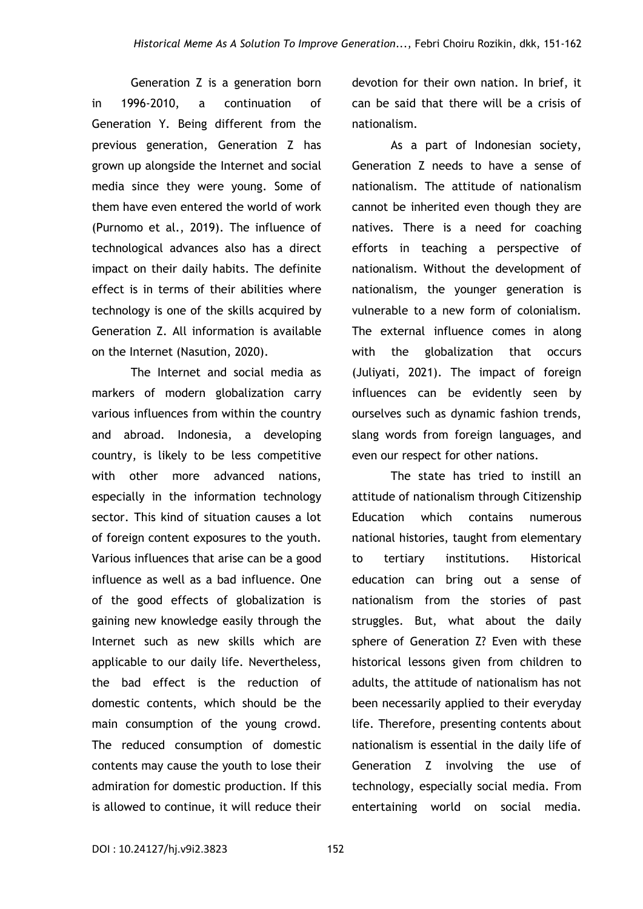Generation Z is a generation born in 1996-2010, a continuation of Generation Y. Being different from the previous generation, Generation Z has grown up alongside the Internet and social media since they were young. Some of them have even entered the world of work (Purnomo et al., 2019). The influence of technological advances also has a direct impact on their daily habits. The definite effect is in terms of their abilities where technology is one of the skills acquired by Generation Z. All information is available on the Internet (Nasution, 2020).

The Internet and social media as markers of modern globalization carry various influences from within the country and abroad. Indonesia, a developing country, is likely to be less competitive with other more advanced nations, especially in the information technology sector. This kind of situation causes a lot of foreign content exposures to the youth. Various influences that arise can be a good influence as well as a bad influence. One of the good effects of globalization is gaining new knowledge easily through the Internet such as new skills which are applicable to our daily life. Nevertheless, the bad effect is the reduction of domestic contents, which should be the main consumption of the young crowd. The reduced consumption of domestic contents may cause the youth to lose their admiration for domestic production. If this is allowed to continue, it will reduce their devotion for their own nation. In brief, it can be said that there will be a crisis of nationalism.

As a part of Indonesian society, Generation Z needs to have a sense of nationalism. The attitude of nationalism cannot be inherited even though they are natives. There is a need for coaching efforts in teaching a perspective of nationalism. Without the development of nationalism, the younger generation is vulnerable to a new form of colonialism. The external influence comes in along with the globalization that occurs (Juliyati, 2021). The impact of foreign influences can be evidently seen by ourselves such as dynamic fashion trends, slang words from foreign languages, and even our respect for other nations.

The state has tried to instill an attitude of nationalism through Citizenship Education which contains numerous national histories, taught from elementary to tertiary institutions. Historical education can bring out a sense of nationalism from the stories of past struggles. But, what about the daily sphere of Generation Z? Even with these historical lessons given from children to adults, the attitude of nationalism has not been necessarily applied to their everyday life. Therefore, presenting contents about nationalism is essential in the daily life of Generation Z involving the use of technology, especially social media. From entertaining world on social media.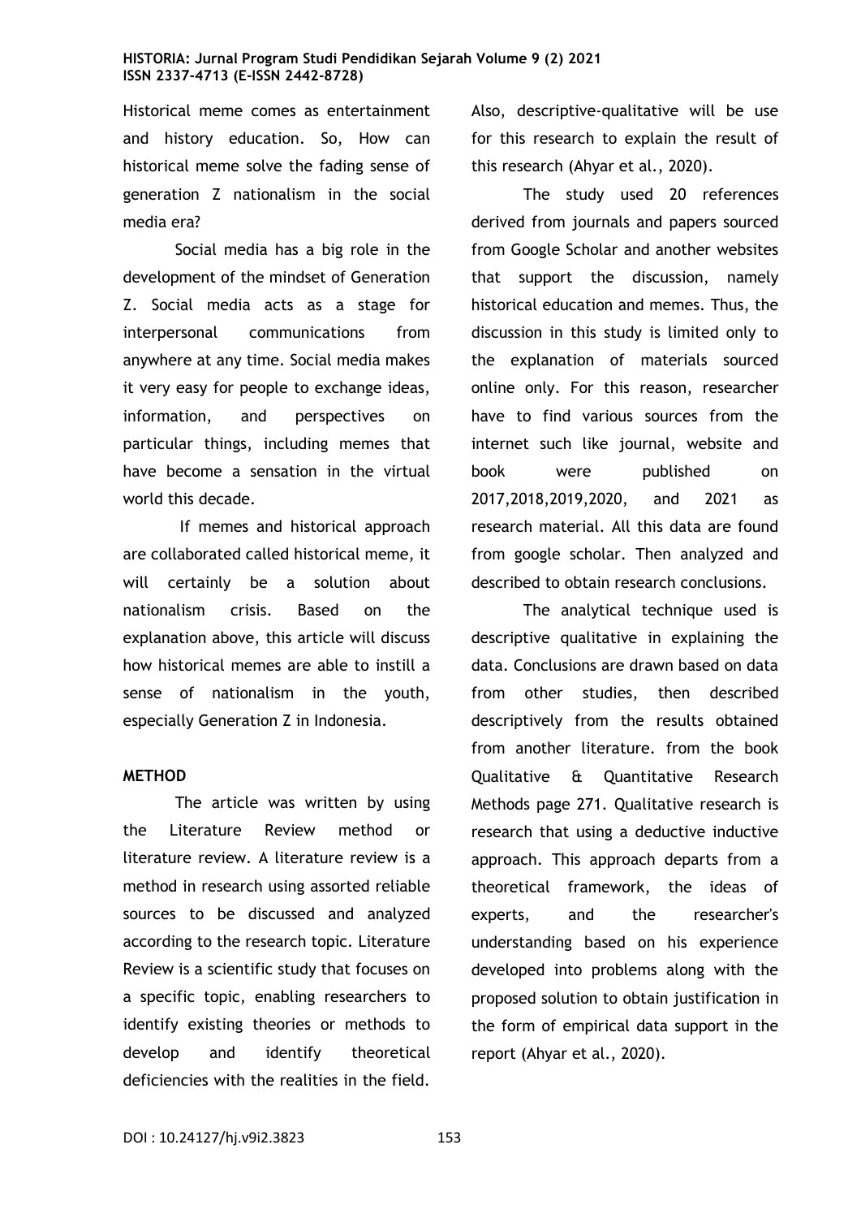Historical meme comes as entertainment and history education. So, How can historical meme solve the fading sense of generation Z nationalism in the social media era?

Social media has a big role in the development of the mindset of Generation Z. Social media acts as a stage for interpersonal communications from anywhere at any time. Social media makes it very easy for people to exchange ideas, information, and perspectives on particular things, including memes that have become a sensation in the virtual world this decade.

If memes and historical approach are collaborated called historical meme, it will certainly be a solution about nationalism crisis. Based on the explanation above, this article will discuss how historical memes are able to instill a sense of nationalism in the youth, especially Generation Z in Indonesia.

## METHOD

The article was written by using the Literature Review method or literature review. A literature review is a method in research using assorted reliable sources to be discussed and analyzed according to the research topic. Literature Review is a scientific study that focuses on a specific topic, enabling researchers to identify existing theories or methods to develop and identify theoretical deficiencies with the realities in the field. Also, descriptive-qualitative will be use for this research to explain the result of this research (Ahyar et al., 2020).

The study used 20 references derived from journals and papers sourced from Google Scholar and another websites that support the discussion, namely historical education and memes. Thus, the discussion in this study is limited only to the explanation of materials sourced online only. For this reason, researcher have to find various sources from the internet such like journal, website and book were published on 2017,2018,2019,2020, and 2021 as research material. All this data are found from google scholar. Then analyzed and described to obtain research conclusions.

The analytical technique used is descriptive qualitative in explaining the data. Conclusions are drawn based on data from other studies, then described descriptively from the results obtained from another literature. from the book Qualitative & Quantitative Research Methods page 271. Qualitative research is research that using a deductive inductive approach. This approach departs from a theoretical framework, the ideas of experts, and the researcher's understanding based on his experience developed into problems along with the proposed solution to obtain justification in the form of empirical data support in the report (Ahyar et al., 2020).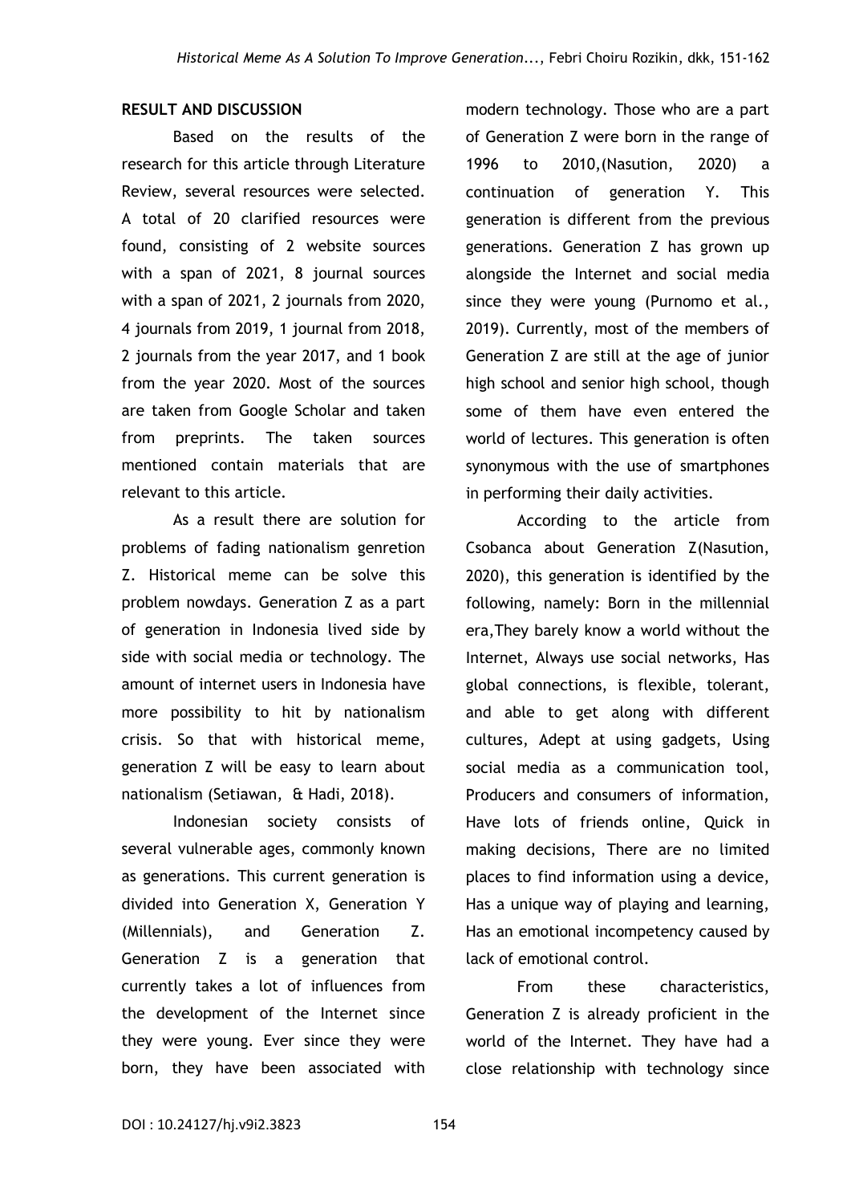## RESULT AND DISCUSSION

Based on the results of the research for this article through Literature Review, several resources were selected. A total of 20 clarified resources were found, consisting of 2 website sources with a span of 2021, 8 journal sources with a span of 2021, 2 journals from 2020, 4 journals from 2019, 1 journal from 2018, 2 journals from the year 2017, and 1 book from the year 2020. Most of the sources are taken from Google Scholar and taken from preprints. The taken sources mentioned contain materials that are relevant to this article.

As a result there are solution for problems of fading nationalism genretion Z. Historical meme can be solve this problem nowdays. Generation Z as a part of generation in Indonesia lived side by side with social media or technology. The amount of internet users in Indonesia have more possibility to hit by nationalism crisis. So that with historical meme, generation Z will be easy to learn about nationalism (Setiawan, & Hadi, 2018).

Indonesian society consists of several vulnerable ages, commonly known as generations. This current generation is divided into Generation X, Generation Y (Millennials), and Generation Z. Generation Z is a generation that currently takes a lot of influences from the development of the Internet since they were young. Ever since they were born, they have been associated with modern technology. Those who are a part of Generation Z were born in the range of 1996 to 2010,(Nasution, 2020) a continuation of generation Y. This generation is different from the previous generations. Generation Z has grown up alongside the Internet and social media since they were young (Purnomo et al., 2019). Currently, most of the members of Generation Z are still at the age of junior high school and senior high school, though some of them have even entered the world of lectures. This generation is often synonymous with the use of smartphones in performing their daily activities.

According to the article from Csobanca about Generation Z(Nasution, 2020), this generation is identified by the following, namely: Born in the millennial era,They barely know a world without the Internet, Always use social networks, Has global connections, is flexible, tolerant, and able to get along with different cultures, Adept at using gadgets, Using social media as a communication tool, Producers and consumers of information, Have lots of friends online, Quick in making decisions, There are no limited places to find information using a device, Has a unique way of playing and learning, Has an emotional incompetency caused by lack of emotional control.

From these characteristics, Generation Z is already proficient in the world of the Internet. They have had a close relationship with technology since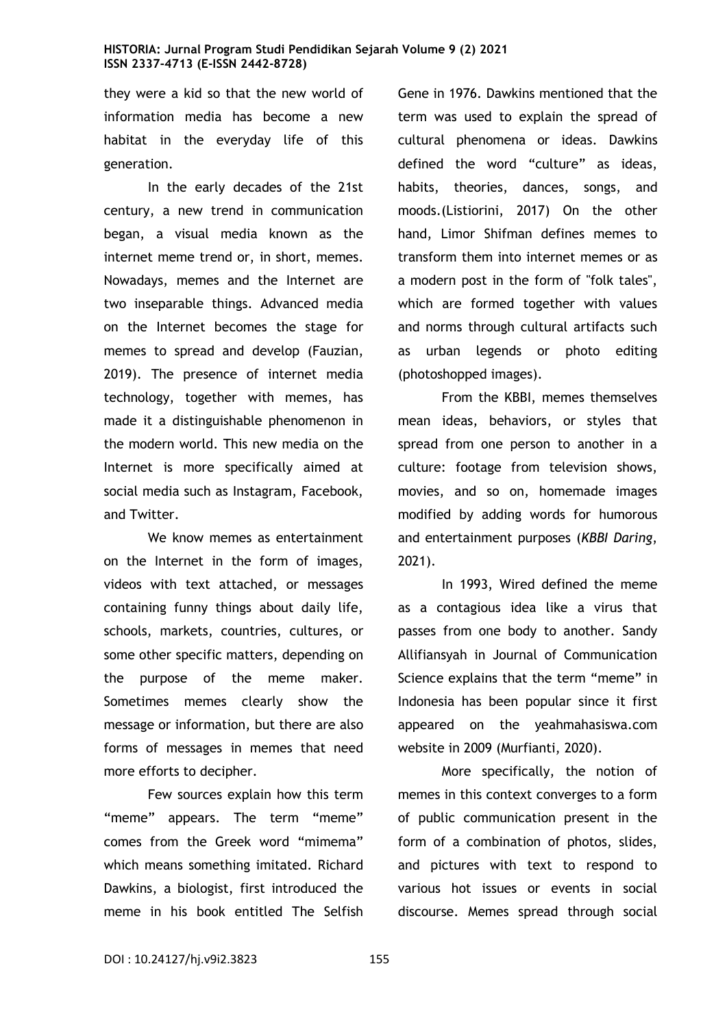they were a kid so that the new world of information media has become a new habitat in the everyday life of this generation.

In the early decades of the 21st century, a new trend in communication began, a visual media known as the internet meme trend or, in short, memes. Nowadays, memes and the Internet are two inseparable things. Advanced media on the Internet becomes the stage for memes to spread and develop (Fauzian, 2019). The presence of internet media technology, together with memes, has made it a distinguishable phenomenon in the modern world. This new media on the Internet is more specifically aimed at social media such as Instagram, Facebook, and Twitter.

We know memes as entertainment on the Internet in the form of images, videos with text attached, or messages containing funny things about daily life, schools, markets, countries, cultures, or some other specific matters, depending on the purpose of the meme maker. Sometimes memes clearly show the message or information, but there are also forms of messages in memes that need more efforts to decipher.

Few sources explain how this term "meme" appears. The term "meme" comes from the Greek word "mimema" which means something imitated. Richard Dawkins, a biologist, first introduced the meme in his book entitled The Selfish Gene in 1976. Dawkins mentioned that the term was used to explain the spread of cultural phenomena or ideas. Dawkins defined the word "culture" as ideas, habits, theories, dances, songs, and moods.(Listiorini, 2017) On the other hand, Limor Shifman defines memes to transform them into internet memes or as a modern post in the form of "folk tales", which are formed together with values and norms through cultural artifacts such as urban legends or photo editing (photoshopped images).

From the KBBI, memes themselves mean ideas, behaviors, or styles that spread from one person to another in a culture: footage from television shows, movies, and so on, homemade images modified by adding words for humorous and entertainment purposes (*KBBI Daring*, 2021).

In 1993, Wired defined the meme as a contagious idea like a virus that passes from one body to another. Sandy Allifiansyah in Journal of Communication Science explains that the term "meme" in Indonesia has been popular since it first appeared on the yeahmahasiswa.com website in 2009 (Murfianti, 2020).

More specifically, the notion of memes in this context converges to a form of public communication present in the form of a combination of photos, slides, and pictures with text to respond to various hot issues or events in social discourse. Memes spread through social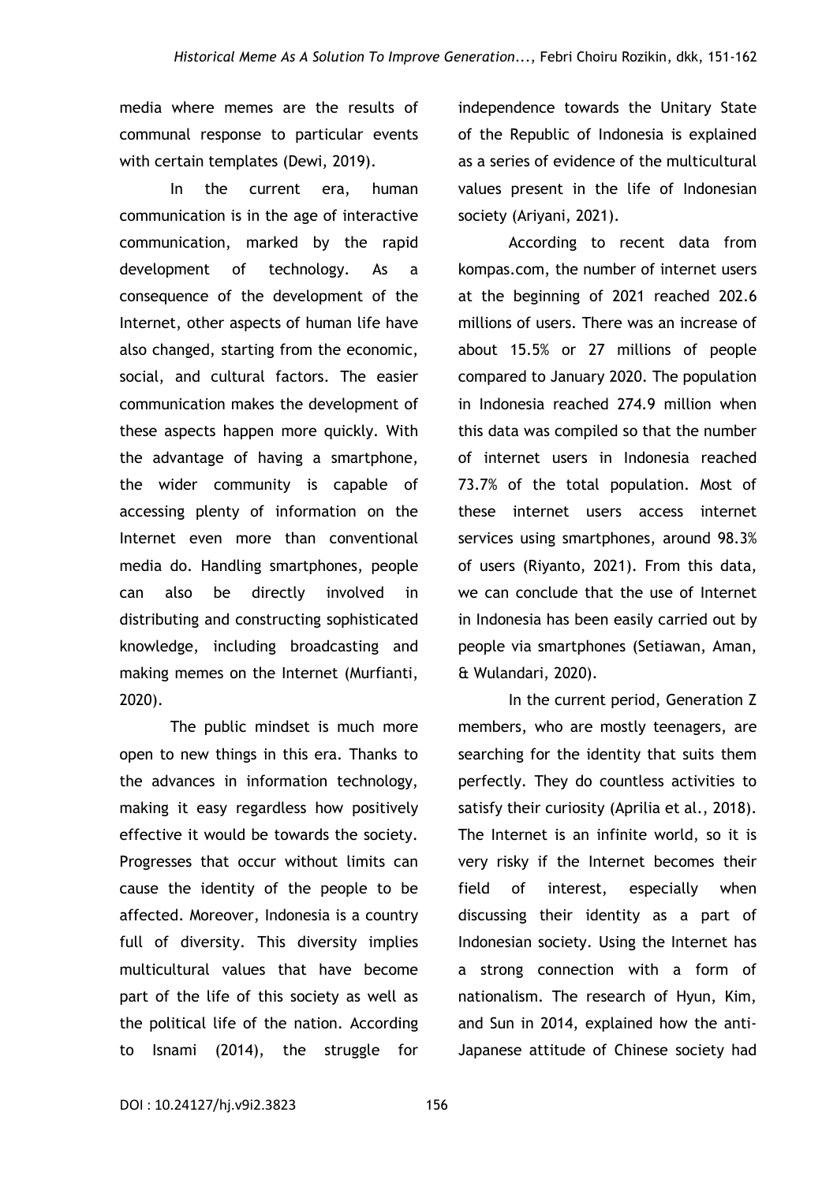media where memes are the results of communal response to particular events with certain templates (Dewi, 2019).

In the current era, human communication is in the age of interactive communication, marked by the rapid development of technology. As a consequence of the development of the Internet, other aspects of human life have also changed, starting from the economic, social, and cultural factors. The easier communication makes the development of these aspects happen more quickly. With the advantage of having a smartphone, the wider community is capable of accessing plenty of information on the Internet even more than conventional media do. Handling smartphones, people can also be directly involved in distributing and constructing sophisticated knowledge, including broadcasting and making memes on the Internet (Murfianti, 2020).

The public mindset is much more open to new things in this era. Thanks to the advances in information technology, making it easy regardless how positively effective it would be towards the society. Progresses that occur without limits can cause the identity of the people to be affected. Moreover, Indonesia is a country full of diversity. This diversity implies multicultural values that have become part of the life of this society as well as the political life of the nation. According to Isnami (2014), the struggle for independence towards the Unitary State of the Republic of Indonesia is explained as a series of evidence of the multicultural values present in the life of Indonesian society (Ariyani, 2021).

According to recent data from kompas.com, the number of internet users at the beginning of 2021 reached 202.6 millions of users. There was an increase of about 15.5% or 27 millions of people compared to January 2020. The population in Indonesia reached 274.9 million when this data was compiled so that the number of internet users in Indonesia reached 73.7% of the total population. Most of these internet users access internet services using smartphones, around 98.3% of users (Riyanto, 2021). From this data, we can conclude that the use of Internet in Indonesia has been easily carried out by people via smartphones (Setiawan, Aman, & Wulandari, 2020).

In the current period, Generation Z members, who are mostly teenagers, are searching for the identity that suits them perfectly. They do countless activities to satisfy their curiosity (Aprilia et al., 2018). The Internet is an infinite world, so it is very risky if the Internet becomes their field of interest, especially when discussing their identity as a part of Indonesian society. Using the Internet has a strong connection with a form of nationalism. The research of Hyun, Kim, and Sun in 2014, explained how the anti-Japanese attitude of Chinese society had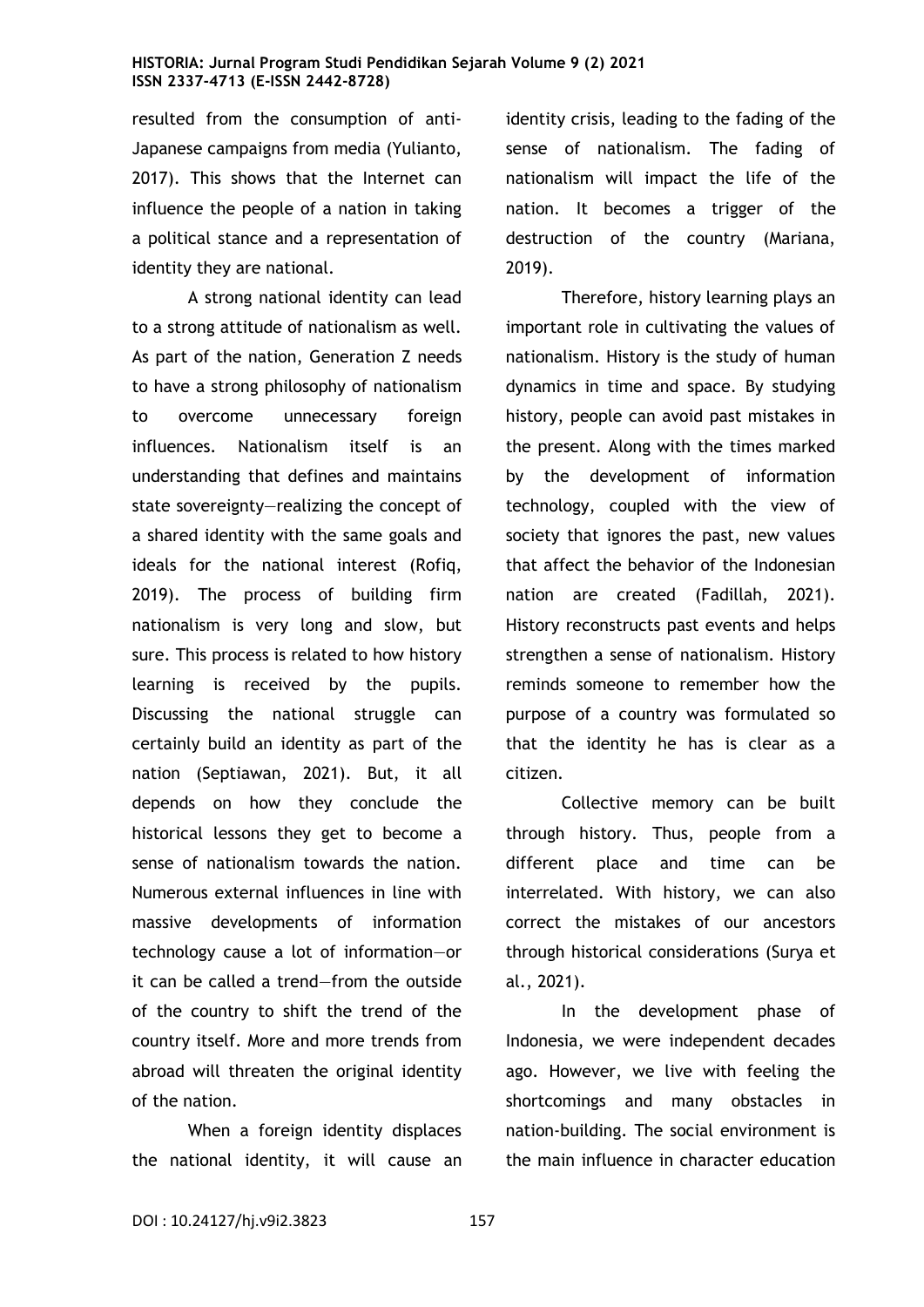resulted from the consumption of anti-Japanese campaigns from media (Yulianto, 2017). This shows that the Internet can influence the people of a nation in taking a political stance and a representation of identity they are national.

A strong national identity can lead to a strong attitude of nationalism as well. As part of the nation, Generation Z needs to have a strong philosophy of nationalism to overcome unnecessary foreign influences. Nationalism itself is an understanding that defines and maintains state sovereignty—realizing the concept of a shared identity with the same goals and ideals for the national interest (Rofiq, 2019). The process of building firm nationalism is very long and slow, but sure. This process is related to how history learning is received by the pupils. Discussing the national struggle can certainly build an identity as part of the nation (Septiawan, 2021). But, it all depends on how they conclude the historical lessons they get to become a sense of nationalism towards the nation. Numerous external influences in line with massive developments of information technology cause a lot of information—or it can be called a trend—from the outside of the country to shift the trend of the country itself. More and more trends from abroad will threaten the original identity of the nation.

When a foreign identity displaces the national identity, it will cause an identity crisis, leading to the fading of the sense of nationalism. The fading of nationalism will impact the life of the nation. It becomes a trigger of the destruction of the country (Mariana, 2019).

Therefore, history learning plays an important role in cultivating the values of nationalism. History is the study of human dynamics in time and space. By studying history, people can avoid past mistakes in the present. Along with the times marked by the development of information technology, coupled with the view of society that ignores the past, new values that affect the behavior of the Indonesian nation are created (Fadillah, 2021). History reconstructs past events and helps strengthen a sense of nationalism. History reminds someone to remember how the purpose of a country was formulated so that the identity he has is clear as a citizen.

Collective memory can be built through history. Thus, people from a different place and time can be interrelated. With history, we can also correct the mistakes of our ancestors through historical considerations (Surya et al., 2021).

In the development phase of Indonesia, we were independent decades ago. However, we live with feeling the shortcomings and many obstacles in nation-building. The social environment is the main influence in character education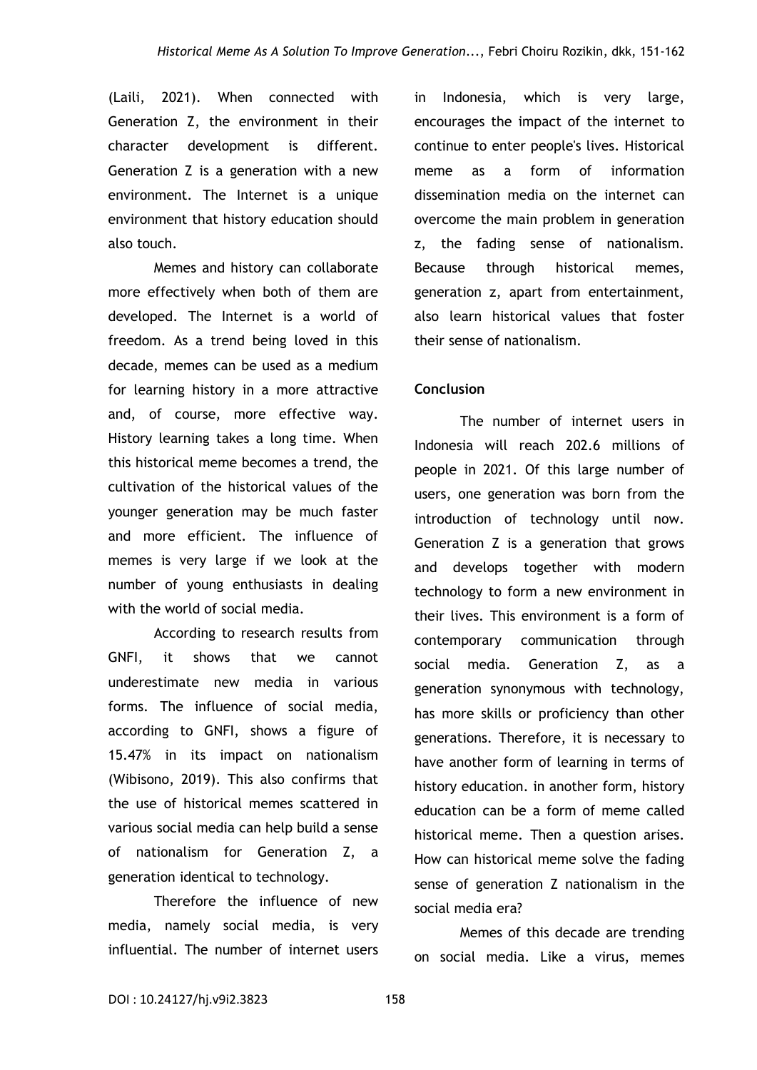(Laili, 2021). When connected with Generation Z, the environment in their character development is different. Generation Z is a generation with a new environment. The Internet is a unique environment that history education should also touch.

Memes and history can collaborate more effectively when both of them are developed. The Internet is a world of freedom. As a trend being loved in this decade, memes can be used as a medium for learning history in a more attractive and, of course, more effective way. History learning takes a long time. When this historical meme becomes a trend, the cultivation of the historical values of the younger generation may be much faster and more efficient. The influence of memes is very large if we look at the number of young enthusiasts in dealing with the world of social media.

According to research results from GNFI, it shows that we cannot underestimate new media in various forms. The influence of social media, according to GNFI, shows a figure of 15.47% in its impact on nationalism (Wibisono, 2019). This also confirms that the use of historical memes scattered in various social media can help build a sense of nationalism for Generation Z, a generation identical to technology.

Therefore the influence of new media, namely social media, is very influential. The number of internet users in Indonesia, which is very large, encourages the impact of the internet to continue to enter people's lives. Historical meme as a form of information dissemination media on the internet can overcome the main problem in generation z, the fading sense of nationalism. Because through historical memes, generation z, apart from entertainment, also learn historical values that foster their sense of nationalism.

**Conclusion**

The number of internet users in Indonesia will reach 202.6 millions of people in 2021. Of this large number of users, one generation was born from the introduction of technology until now. Generation Z is a generation that grows and develops together with modern technology to form a new environment in their lives. This environment is a form of contemporary communication through social media. Generation Z, as a generation synonymous with technology, has more skills or proficiency than other generations. Therefore, it is necessary to have another form of learning in terms of history education. in another form, history education can be a form of meme called historical meme. Then a question arises. How can historical meme solve the fading sense of generation Z nationalism in the social media era?

Memes of this decade are trending on social media. Like a virus, memes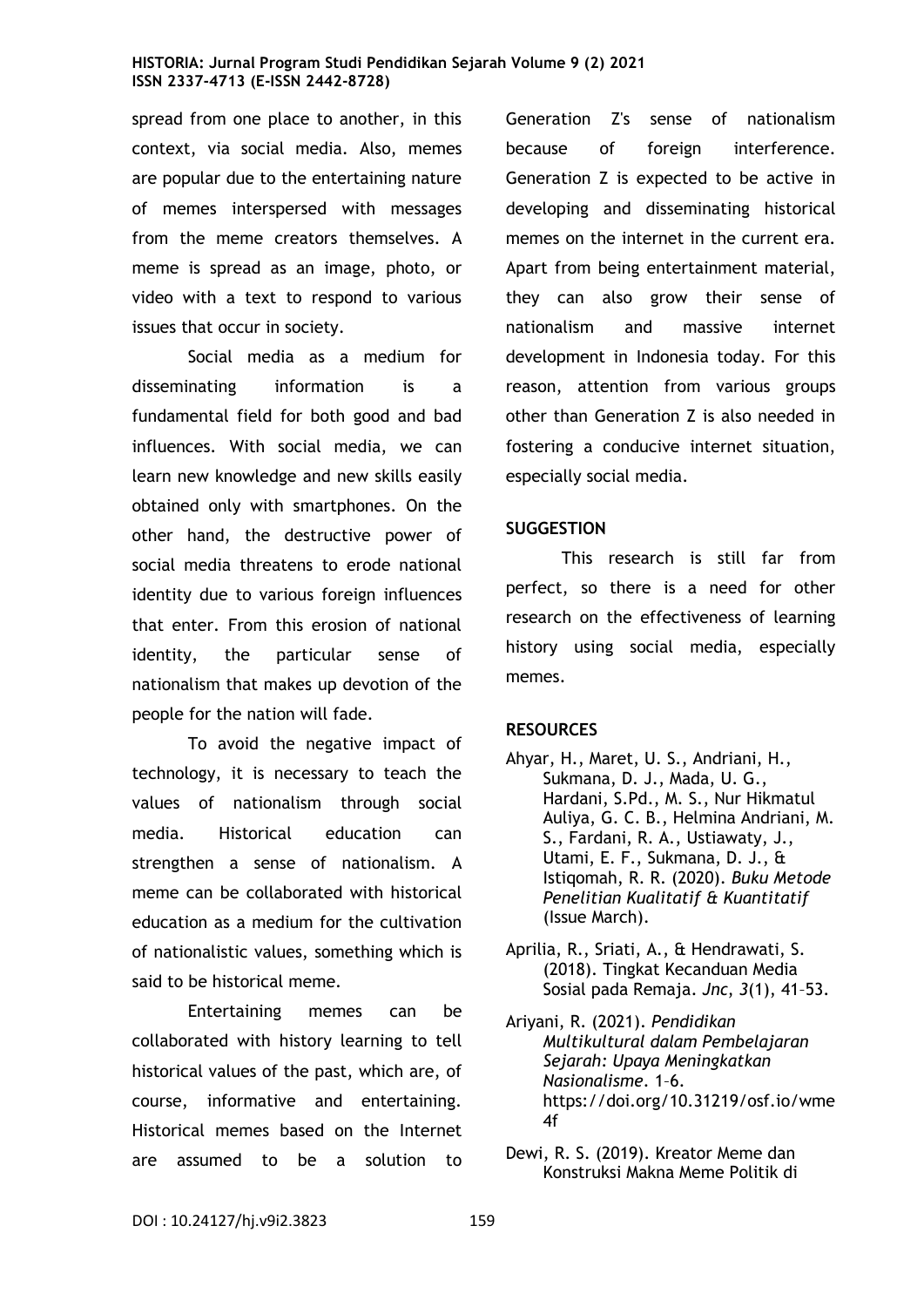spread from one place to another, in this context, via social media. Also, memes are popular due to the entertaining nature of memes interspersed with messages from the meme creators themselves. A meme is spread as an image, photo, or video with a text to respond to various issues that occur in society.

Social media as a medium for disseminating information is a fundamental field for both good and bad influences. With social media, we can learn new knowledge and new skills easily obtained only with smartphones. On the other hand, the destructive power of social media threatens to erode national identity due to various foreign influences that enter. From this erosion of national identity, the particular sense of nationalism that makes up devotion of the people for the nation will fade.

To avoid the negative impact of technology, it is necessary to teach the values of nationalism through social media. Historical education can strengthen a sense of nationalism. A meme can be collaborated with historical education as a medium for the cultivation of nationalistic values, something which is said to be historical meme.

Entertaining memes can be collaborated with history learning to tell historical values of the past, which are, of course, informative and entertaining. Historical memes based on the Internet are assumed to be a solution to Generation Z's sense of nationalism because of foreign interference. Generation Z is expected to be active in developing and disseminating historical memes on the internet in the current era. Apart from being entertainment material, they can also grow their sense of nationalism and massive internet development in Indonesia today. For this reason, attention from various groups other than Generation Z is also needed in fostering a conducive internet situation, especially social media.

## SUGGESTION

This research is still far from perfect, so there is a need for other research on the effectiveness of learning history using social media, especially memes.

## RESOURCES

Ahyar, H., Maret, U. S., Andriani, H., Sukmana, D. J., Mada, U. G., Hardani, S.Pd., M. S., Nur Hikmatul Auliya, G. C. B., Helmina Andriani, M. S., Fardani, R. A., Ustiawaty, J., Utami, E. F., Sukmana, D. J., & Istiqomah, R. R. (2020). *Buku Metode Penelitian Kualitatif & Kuantitatif* (Issue March).

Aprilia, R., Sriati, A., & Hendrawati, S. (2018). Tingkat Kecanduan Media Sosial pada Remaja. *Jnc, 3*(1), 41–53.

Ariyani, R. (2021). *Pendidikan Multikultural dalam Pembelajaran Sejarah: Upaya Meningkatkan Nasionalisme*. 1–6. https://doi.org/10.31219/osf.io/wme4f

Dewi, R. S. (2019). Kreator Meme dan Konstruksi Makna Meme Politik di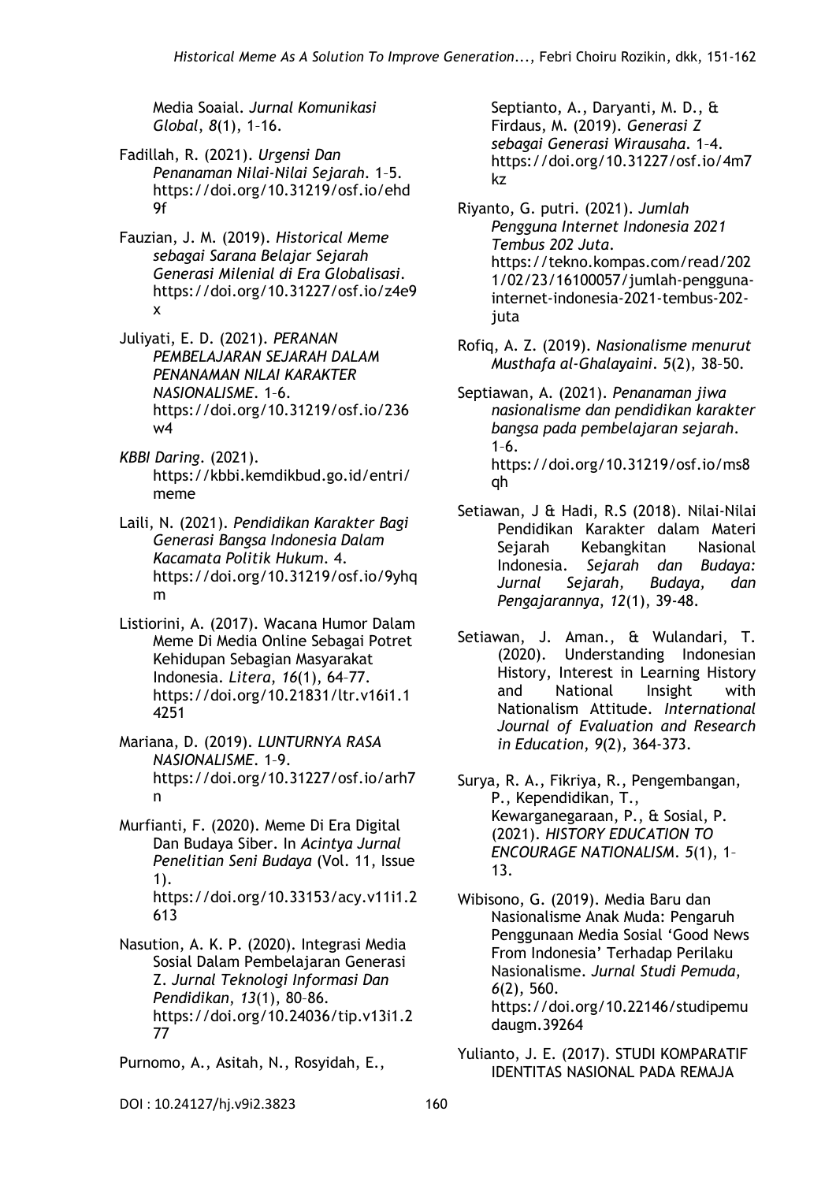Media Soaial. *Jurnal Komunikasi Global*, *8*(1), 1–16.

Fadillah, R. (2021). *Urgensi Dan Penanaman Nilai-Nilai Sejarah*. 1–5. https://doi.org/10.31219/osf.io/ehd9f

Fauzian, J. M. (2019). *Historical Meme sebagai Sarana Belajar Sejarah Generasi Milenial di Era Globalisasi*. https://doi.org/10.31227/osf.io/z4e9x

Juliyati, E. D. (2021). *PERANAN PEMBELAJARAN SEJARAH DALAM PENANAMAN NILAI KARAKTER NASIONALISME*. 1–6. https://doi.org/10.31219/osf.io/236w4

*KBBI Daring*. (2021). https://kbbi.kemdikbud.go.id/entri/meme

Laili, N. (2021). *Pendidikan Karakter Bagi Generasi Bangsa Indonesia Dalam Kacamata Politik Hukum*. 4. https://doi.org/10.31219/osf.io/9yhqm

Listiorini, A. (2017). Wacana Humor Dalam Meme Di Media Online Sebagai Potret Kehidupan Sebagian Masyarakat Indonesia. *Litera*, *16*(1), 64–77. https://doi.org/10.21831/ltr.v16i1.14251

Mariana, D. (2019). *LUNTURNYA RASA NASIONALISME*. 1–9. https://doi.org/10.31227/osf.io/arh7n

Murfianti, F. (2020). Meme Di Era Digital Dan Budaya Siber. In *Acintya Jurnal Penelitian Seni Budaya* (Vol. 11, Issue 1). https://doi.org/10.33153/acy.v11i1.2613

Nasution, A. K. P. (2020). Integrasi Media Sosial Dalam Pembelajaran Generasi Z. *Jurnal Teknologi Informasi Dan Pendidikan*, *13*(1), 80–86. https://doi.org/10.24036/tip.v13i1.277

Purnomo, A., Asitah, N., Rosyidah, E., Septianto, A., Daryanti, M. D., & Firdaus, M. (2019). *Generasi Z sebagai Generasi Wirausaha*. 1–4. https://doi.org/10.31227/osf.io/4m7kz

Riyanto, G. putri. (2021). *Jumlah Pengguna Internet Indonesia 2021 Tembus 202 Juta*. https://tekno.kompas.com/read/2021/02/23/16100057/jumlah-pengguna-internet-indonesia-2021-tembus-202-juta

Rofiq, A. Z. (2019). *Nasionalisme menurut Musthafa al-Ghalayaini*. *5*(2), 38–50.

Septiawan, A. (2021). *Penanaman jiwa nasionalisme dan pendidikan karakter bangsa pada pembelajaran sejarah*. 1–6. https://doi.org/10.31219/osf.io/ms8qh

Setiawan, J & Hadi, R.S (2018). Nilai-Nilai Pendidikan Karakter dalam Materi Sejarah Kebangkitan Nasional Indonesia. *Sejarah dan Budaya: Jurnal Sejarah, Budaya, dan Pengajarannya*, *12*(1), 39-48.

Setiawan, J. Aman., & Wulandari, T. (2020). Understanding Indonesian History, Interest in Learning History and National Insight with Nationalism Attitude. *International Journal of Evaluation and Research in Education*, *9*(2), 364-373.

Surya, R. A., Fikriya, R., Pengembangan, P., Kependidikan, T., Kewarganegaraan, P., & Sosial, P. (2021). *HISTORY EDUCATION TO ENCOURAGE NATIONALISM*. *5*(1), 1–13.

Wibisono, G. (2019). Media Baru dan Nasionalisme Anak Muda: Pengaruh Penggunaan Media Sosial 'Good News From Indonesia' Terhadap Perilaku Nasionalisme. *Jurnal Studi Pemuda*, *6*(2), 560. https://doi.org/10.22146/studipemudaugm.39264

Yulianto, J. E. (2017). STUDI KOMPARATIF IDENTITAS NASIONAL PADA REMAJA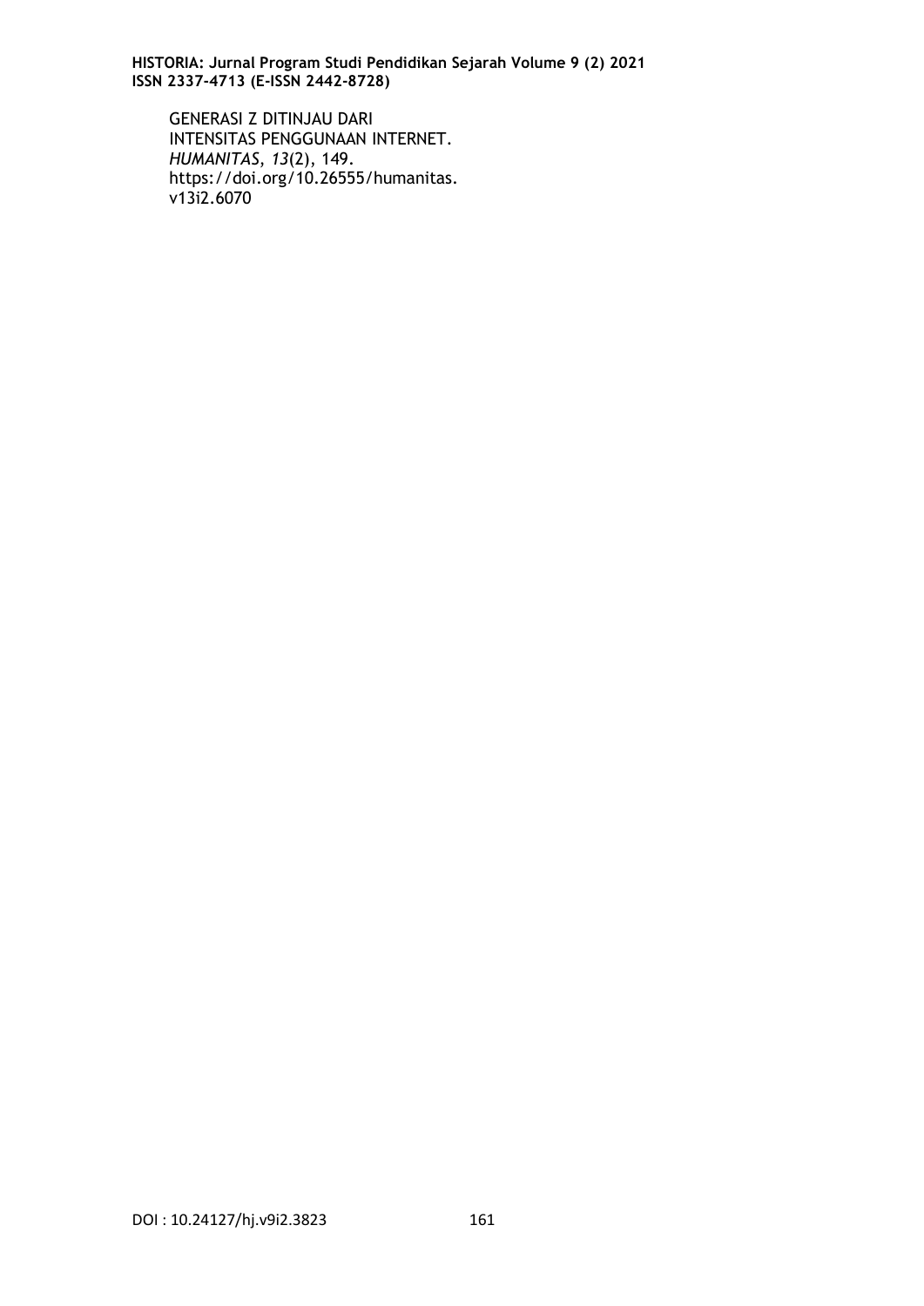GENERASI Z DITINJAU DARI INTENSITAS PENGGUNAAN INTERNET. *HUMANITAS*, *13*(2), 149. https://doi.org/10.26555/humanitas.v13i2.6070